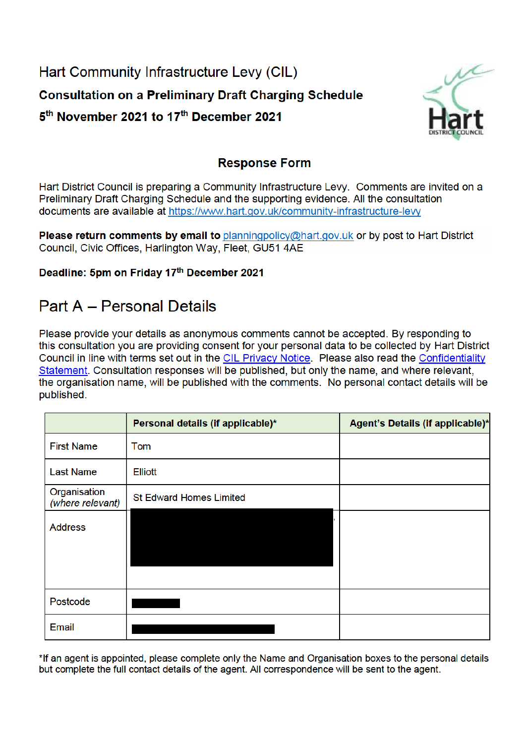# Hart Community Infrastructure Levy (CIL)

**Consultation on a Preliminary Draft Charging Schedule**

**5th November 2021 to 17th December 2021**

## Response Form

Hart District Council is preparing a Community Infrastructure Levy. Comments are invited on a Preliminary Draft Charging Schedule and the supporting evidence. All the consultation documents are available at https://www.hart.gov.uk/community-infrastructure-levy

**Please return comments by email to** planningpolicy@hart.gov.uk or by post to Hart District Council, Civic Offices, Harlington Way, Fleet, GU51 4AE

**Deadline: 5pm on Friday 17th December 2021**

## Part A – Personal Details

Please provide your details as anonymous comments cannot be accepted. By responding to this consultation you are providing consent for your personal data to be collected by Hart District Council in line with terms set out in the CIL Privacy Notice. Please also read the Confidentiality Statement. Consultation responses will be published, but only the name, and where relevant, the organisation name, will be published with the comments. No personal contact details will be published.

| | **Personal details (if applicable)*** | **Agent's Details (if applicable)*** |
|---|---|---|
| First Name | Tom | |
| Last Name | Elliott | |
| Organisation *(where relevant)* | St Edward Homes Limited | |
| Address | [redacted] | |
| Postcode | [redacted] | |
| Email | [redacted] | |

*If an agent is appointed, please complete only the Name and Organisation boxes to the personal details but complete the full contact details of the agent. All correspondence will be sent to the agent.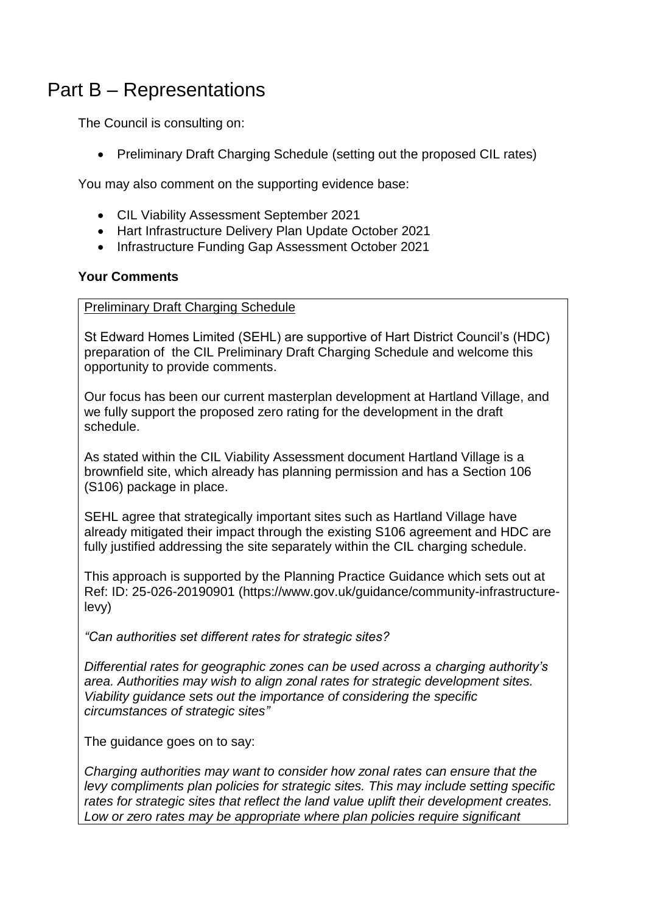# Part B – Representations

The Council is consulting on:

- Preliminary Draft Charging Schedule (setting out the proposed CIL rates)

You may also comment on the supporting evidence base:

- CIL Viability Assessment September 2021
- Hart Infrastructure Delivery Plan Update October 2021
- Infrastructure Funding Gap Assessment October 2021

**Your Comments**

Preliminary Draft Charging Schedule

St Edward Homes Limited (SEHL) are supportive of Hart District Council's (HDC) preparation of the CIL Preliminary Draft Charging Schedule and welcome this opportunity to provide comments.

Our focus has been our current masterplan development at Hartland Village, and we fully support the proposed zero rating for the development in the draft schedule.

As stated within the CIL Viability Assessment document Hartland Village is a brownfield site, which already has planning permission and has a Section 106 (S106) package in place.

SEHL agree that strategically important sites such as Hartland Village have already mitigated their impact through the existing S106 agreement and HDC are fully justified addressing the site separately within the CIL charging schedule.

This approach is supported by the Planning Practice Guidance which sets out at Ref: ID: 25-026-20190901 (https://www.gov.uk/guidance/community-infrastructure-levy)

*"Can authorities set different rates for strategic sites?*

*Differential rates for geographic zones can be used across a charging authority's area. Authorities may wish to align zonal rates for strategic development sites. Viability guidance sets out the importance of considering the specific circumstances of strategic sites"*

The guidance goes on to say:

*Charging authorities may want to consider how zonal rates can ensure that the levy compliments plan policies for strategic sites. This may include setting specific rates for strategic sites that reflect the land value uplift their development creates. Low or zero rates may be appropriate where plan policies require significant*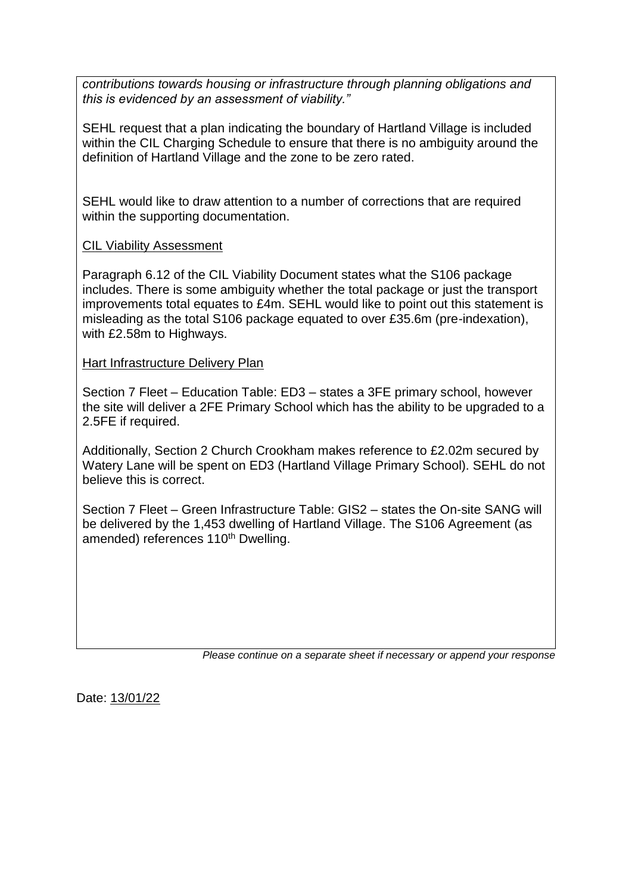*contributions towards housing or infrastructure through planning obligations and this is evidenced by an assessment of viability."*

SEHL request that a plan indicating the boundary of Hartland Village is included within the CIL Charging Schedule to ensure that there is no ambiguity around the definition of Hartland Village and the zone to be zero rated.

SEHL would like to draw attention to a number of corrections that are required within the supporting documentation.

<u>CIL Viability Assessment</u>

Paragraph 6.12 of the CIL Viability Document states what the S106 package includes. There is some ambiguity whether the total package or just the transport improvements total equates to £4m. SEHL would like to point out this statement is misleading as the total S106 package equated to over £35.6m (pre-indexation), with £2.58m to Highways.

<u>Hart Infrastructure Delivery Plan</u>

Section 7 Fleet – Education Table: ED3 – states a 3FE primary school, however the site will deliver a 2FE Primary School which has the ability to be upgraded to a 2.5FE if required.

Additionally, Section 2 Church Crookham makes reference to £2.02m secured by Watery Lane will be spent on ED3 (Hartland Village Primary School). SEHL do not believe this is correct.

Section 7 Fleet – Green Infrastructure Table: GIS2 – states the On-site SANG will be delivered by the 1,453 dwelling of Hartland Village. The S106 Agreement (as amended) references 110th Dwelling.

*Please continue on a separate sheet if necessary or append your response*

Date: <u>13/01/22</u>